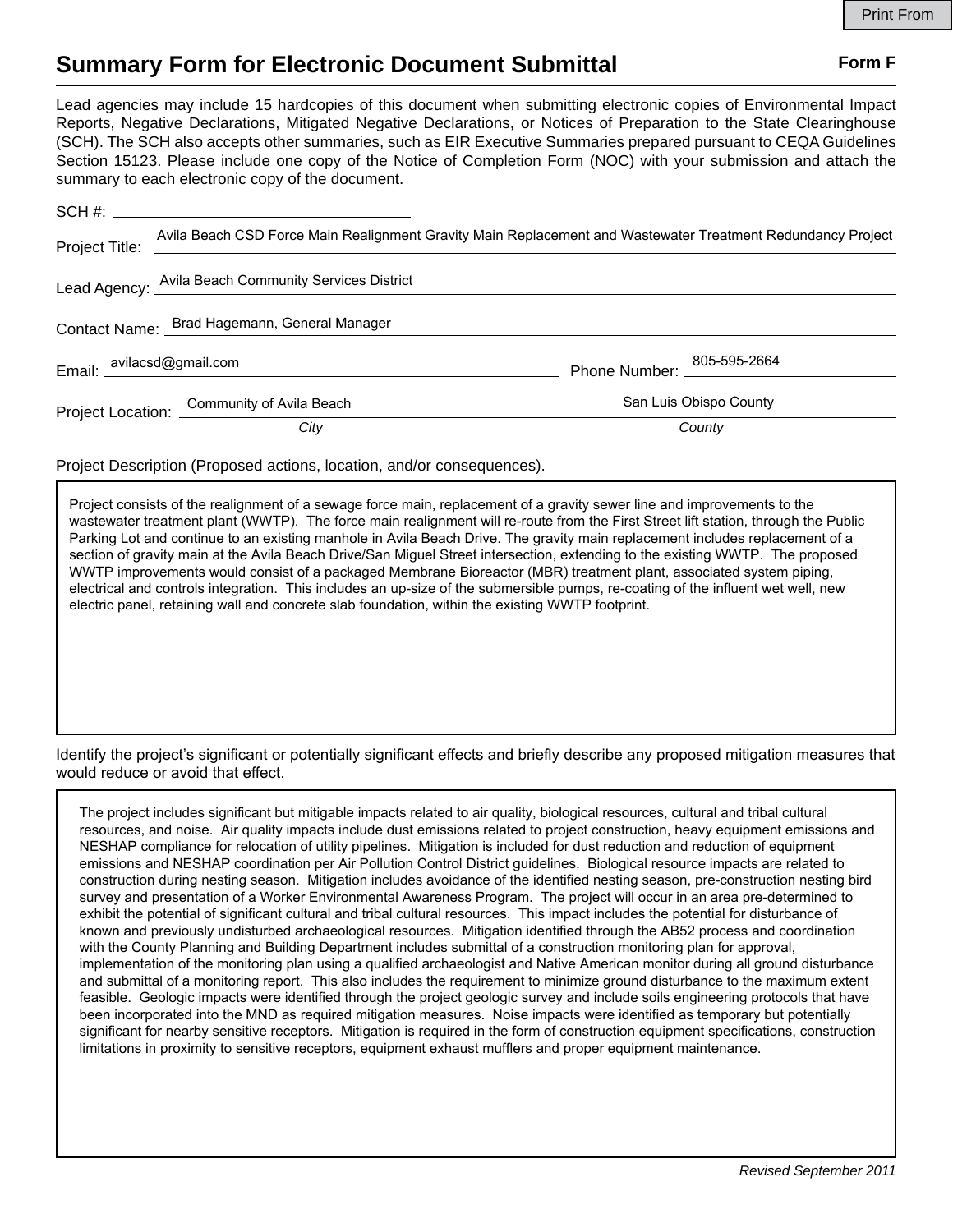Print From

# Summary Form for Electronic Document Submittal

**Form F**

Lead agencies may include 15 hardcopies of this document when submitting electronic copies of Environmental Impact Reports, Negative Declarations, Mitigated Negative Declarations, or Notices of Preparation to the State Clearinghouse (SCH). The SCH also accepts other summaries, such as EIR Executive Summaries prepared pursuant to CEQA Guidelines Section 15123. Please include one copy of the Notice of Completion Form (NOC) with your submission and attach the summary to each electronic copy of the document.

SCH #: 

Project Title: Avila Beach CSD Force Main Realignment Gravity Main Replacement and Wastewater Treatment Redundancy Project

Lead Agency: Avila Beach Community Services District

Contact Name: Brad Hagemann, General Manager

Email: avilacsd@gmail.com Phone Number: 805-595-2664

Project Location: Community of Avila Beach (*City*) San Luis Obispo County (*County*)

Project Description (Proposed actions, location, and/or consequences).

Project consists of the realignment of a sewage force main, replacement of a gravity sewer line and improvements to the wastewater treatment plant (WWTP). The force main realignment will re-route from the First Street lift station, through the Public Parking Lot and continue to an existing manhole in Avila Beach Drive. The gravity main replacement includes replacement of a section of gravity main at the Avila Beach Drive/San Miguel Street intersection, extending to the existing WWTP. The proposed WWTP improvements would consist of a packaged Membrane Bioreactor (MBR) treatment plant, associated system piping, electrical and controls integration. This includes an up-size of the submersible pumps, re-coating of the influent wet well, new electric panel, retaining wall and concrete slab foundation, within the existing WWTP footprint.

Identify the project's significant or potentially significant effects and briefly describe any proposed mitigation measures that would reduce or avoid that effect.

The project includes significant but mitigable impacts related to air quality, biological resources, cultural and tribal cultural resources, and noise. Air quality impacts include dust emissions related to project construction, heavy equipment emissions and NESHAP compliance for relocation of utility pipelines. Mitigation is included for dust reduction and reduction of equipment emissions and NESHAP coordination per Air Pollution Control District guidelines. Biological resource impacts are related to construction during nesting season. Mitigation includes avoidance of the identified nesting season, pre-construction nesting bird survey and presentation of a Worker Environmental Awareness Program. The project will occur in an area pre-determined to exhibit the potential of significant cultural and tribal cultural resources. This impact includes the potential for disturbance of known and previously undisturbed archaeological resources. Mitigation identified through the AB52 process and coordination with the County Planning and Building Department includes submittal of a construction monitoring plan for approval, implementation of the monitoring plan using a qualified archaeologist and Native American monitor during all ground disturbance and submittal of a monitoring report. This also includes the requirement to minimize ground disturbance to the maximum extent feasible. Geologic impacts were identified through the project geologic survey and include soils engineering protocols that have been incorporated into the MND as required mitigation measures. Noise impacts were identified as temporary but potentially significant for nearby sensitive receptors. Mitigation is required in the form of construction equipment specifications, construction limitations in proximity to sensitive receptors, equipment exhaust mufflers and proper equipment maintenance.

*Revised September 2011*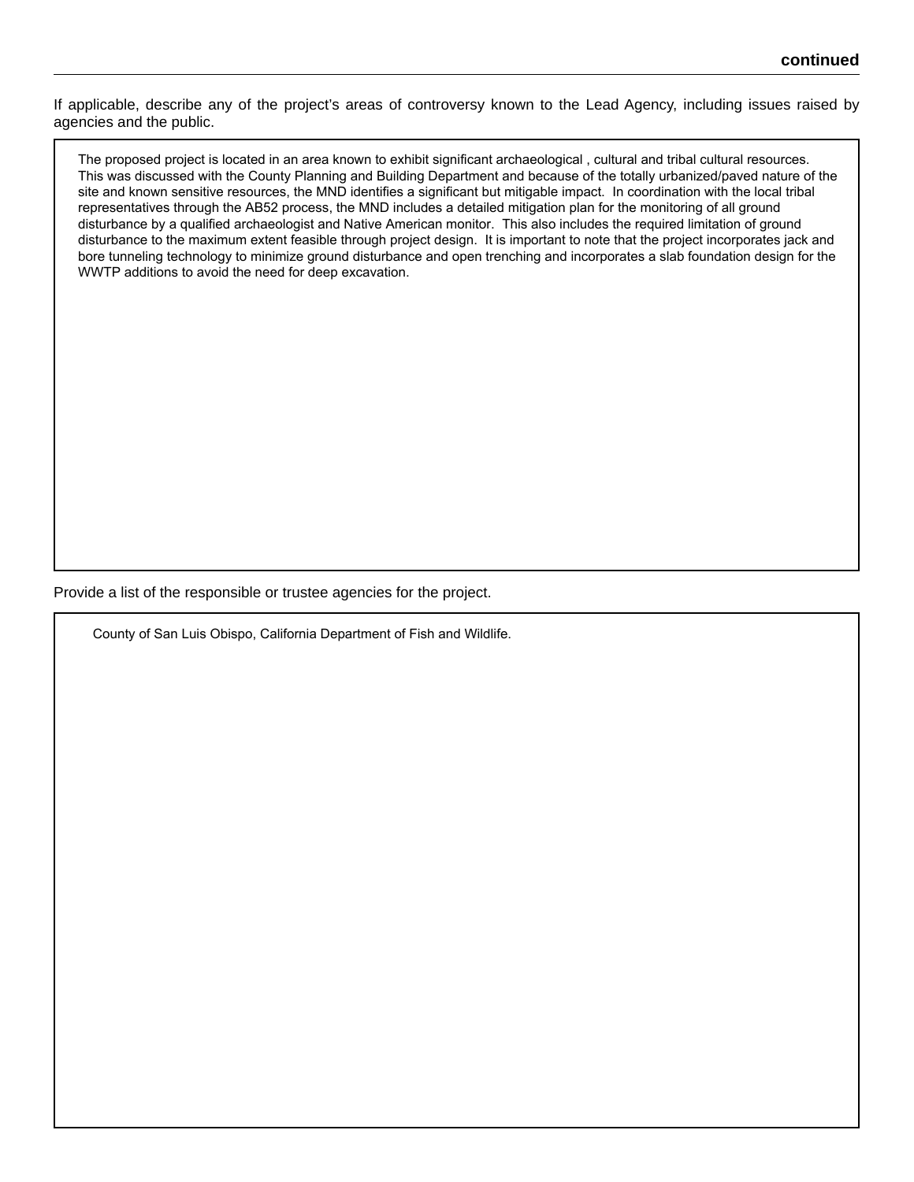**continued**

If applicable, describe any of the project's areas of controversy known to the Lead Agency, including issues raised by agencies and the public.

The proposed project is located in an area known to exhibit significant archaeological , cultural and tribal cultural resources. This was discussed with the County Planning and Building Department and because of the totally urbanized/paved nature of the site and known sensitive resources, the MND identifies a significant but mitigable impact. In coordination with the local tribal representatives through the AB52 process, the MND includes a detailed mitigation plan for the monitoring of all ground disturbance by a qualified archaeologist and Native American monitor. This also includes the required limitation of ground disturbance to the maximum extent feasible through project design. It is important to note that the project incorporates jack and bore tunneling technology to minimize ground disturbance and open trenching and incorporates a slab foundation design for the WWTP additions to avoid the need for deep excavation.

Provide a list of the responsible or trustee agencies for the project.

County of San Luis Obispo, California Department of Fish and Wildlife.